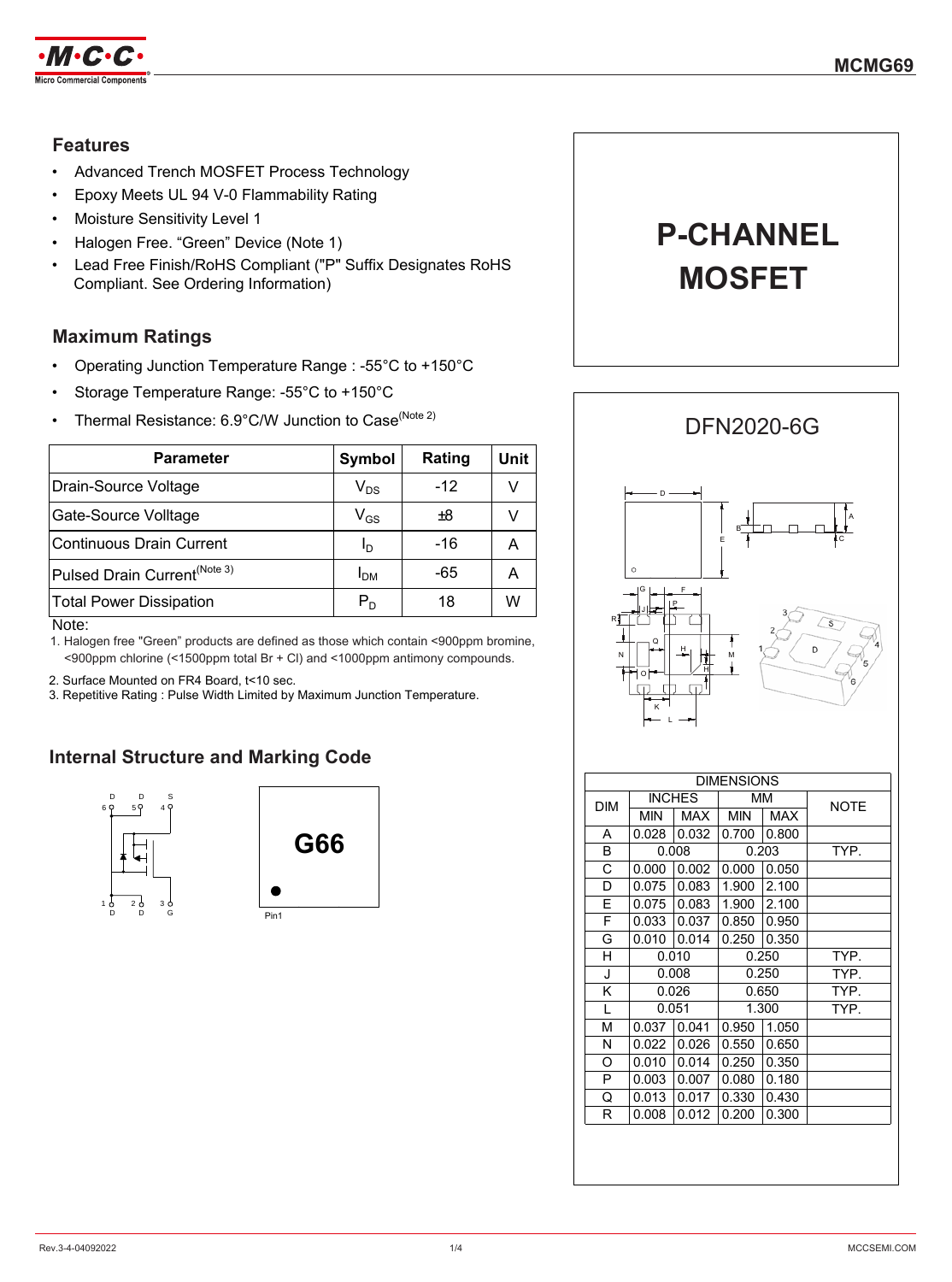# MCMG69

## Features

- Advanced Trench MOSFET Process Technology
- Epoxy Meets UL 94 V-0 Flammability Rating
- Moisture Sensitivity Level 1
- Halogen Free. “Green” Device (Note 1)
- Lead Free Finish/RoHS Compliant ("P" Suffix Designates RoHS Compliant. See Ordering Information)

# P-CHANNEL MOSFET

## Maximum Ratings

- Operating Junction Temperature Range : -55°C to +150°C
- Storage Temperature Range: -55°C to +150°C
- Thermal Resistance: 6.9°C/W Junction to Case(Note 2)

| Parameter | Symbol | Rating | Unit |
|---|---|---|---|
| Drain-Source Voltage | $V_{DS}$ | -12 | V |
| Gate-Source Volltage | $V_{GS}$ | ±8 | V |
| Continuous Drain Current | $I_D$ | -16 | A |
| Pulsed Drain Current(Note 3) | $I_{DM}$ | -65 | A |
| Total Power Dissipation | $P_D$ | 18 | W |

Note:

1. Halogen free "Green” products are defined as those which contain <900ppm bromine, <900ppm chlorine (<1500ppm total Br + Cl) and <1000ppm antimony compounds.
2. Surface Mounted on FR4 Board, t<10 sec.
3. Repetitive Rating : Pulse Width Limited by Maximum Junction Temperature.

## DFN2020-6G

| DIM | INCHES | | MM | | NOTE |
|---|---|---|---|---|---|
| | MIN | MAX | MIN | MAX | |
| A | 0.028 | 0.032 | 0.700 | 0.800 | |
| B | 0.008 | | 0.203 | | TYP. |
| C | 0.000 | 0.002 | 0.000 | 0.050 | |
| D | 0.075 | 0.083 | 1.900 | 2.100 | |
| E | 0.075 | 0.083 | 1.900 | 2.100 | |
| F | 0.033 | 0.037 | 0.850 | 0.950 | |
| G | 0.010 | 0.014 | 0.250 | 0.350 | |
| H | 0.010 | | 0.250 | | TYP. |
| J | 0.008 | | 0.250 | | TYP. |
| K | 0.026 | | 0.650 | | TYP. |
| L | 0.051 | | 1.300 | | TYP. |
| M | 0.037 | 0.041 | 0.950 | 1.050 | |
| N | 0.022 | 0.026 | 0.550 | 0.650 | |
| O | 0.010 | 0.014 | 0.250 | 0.350 | |
| P | 0.003 | 0.007 | 0.080 | 0.180 | |
| Q | 0.013 | 0.017 | 0.330 | 0.430 | |
| R | 0.008 | 0.012 | 0.200 | 0.300 | |

## Internal Structure and Marking Code

G66

Pin1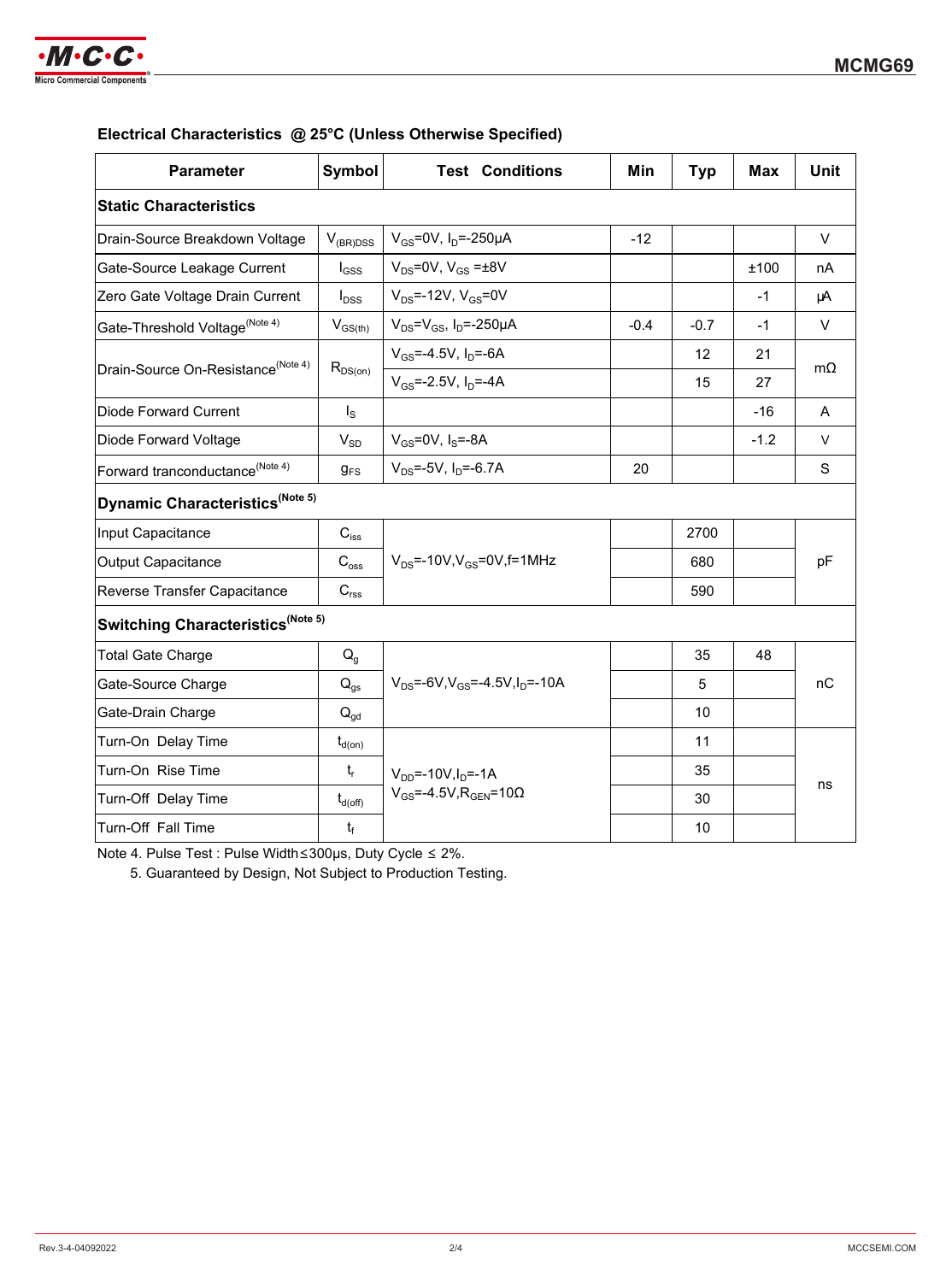## Electrical Characteristics @ 25°C (Unless Otherwise Specified)

| Parameter | Symbol | Test Conditions | Min | Typ | Max | Unit |
|---|---|---|---|---|---|---|
| **Static Characteristics** | | | | | | |
| Drain-Source Breakdown Voltage | $V_{(BR)DSS}$ | $V_{GS}$=0V, $I_D$=-250μA | -12 | | | V |
| Gate-Source Leakage Current | $I_{GSS}$ | $V_{DS}$=0V, $V_{GS}$ =±8V | | | ±100 | nA |
| Zero Gate Voltage Drain Current | $I_{DSS}$ | $V_{DS}$=-12V, $V_{GS}$=0V | | | -1 | μA |
| Gate-Threshold Voltage(Note 4) | $V_{GS(th)}$ | $V_{DS}$=$V_{GS}$, $I_D$=-250μA | -0.4 | -0.7 | -1 | V |
| Drain-Source On-Resistance(Note 4) | $R_{DS(on)}$ | $V_{GS}$=-4.5V, $I_D$=-6A | | 12 | 21 | mΩ |
| | | $V_{GS}$=-2.5V, $I_D$=-4A | | 15 | 27 | |
| Diode Forward Current | $I_S$ | | | | -16 | A |
| Diode Forward Voltage | $V_{SD}$ | $V_{GS}$=0V, $I_S$=-8A | | | -1.2 | V |
| Forward tranconductance(Note 4) | $g_{FS}$ | $V_{DS}$=-5V, $I_D$=-6.7A | 20 | | | S |
| **Dynamic Characteristics(Note 5)** | | | | | | |
| Input Capacitance | $C_{iss}$ | $V_{DS}$=-10V,$V_{GS}$=0V,f=1MHz | | 2700 | | pF |
| Output Capacitance | $C_{oss}$ | | | 680 | | |
| Reverse Transfer Capacitance | $C_{rss}$ | | | 590 | | |
| **Switching Characteristics(Note 5)** | | | | | | |
| Total Gate Charge | $Q_g$ | $V_{DS}$=-6V,$V_{GS}$=-4.5V,$I_D$=-10A | | 35 | 48 | nC |
| Gate-Source Charge | $Q_{gs}$ | | | 5 | | |
| Gate-Drain Charge | $Q_{gd}$ | | | 10 | | |
| Turn-On Delay Time | $t_{d(on)}$ | $V_{DD}$=-10V,$I_D$=-1A $V_{GS}$=-4.5V,$R_{GEN}$=10Ω | | 11 | | ns |
| Turn-On Rise Time | $t_r$ | | | 35 | | |
| Turn-Off Delay Time | $t_{d(off)}$ | | | 30 | | |
| Turn-Off Fall Time | $t_f$ | | | 10 | | |

Note 4. Pulse Test : Pulse Width≤300μs, Duty Cycle ≤ 2%.

5. Guaranteed by Design, Not Subject to Production Testing.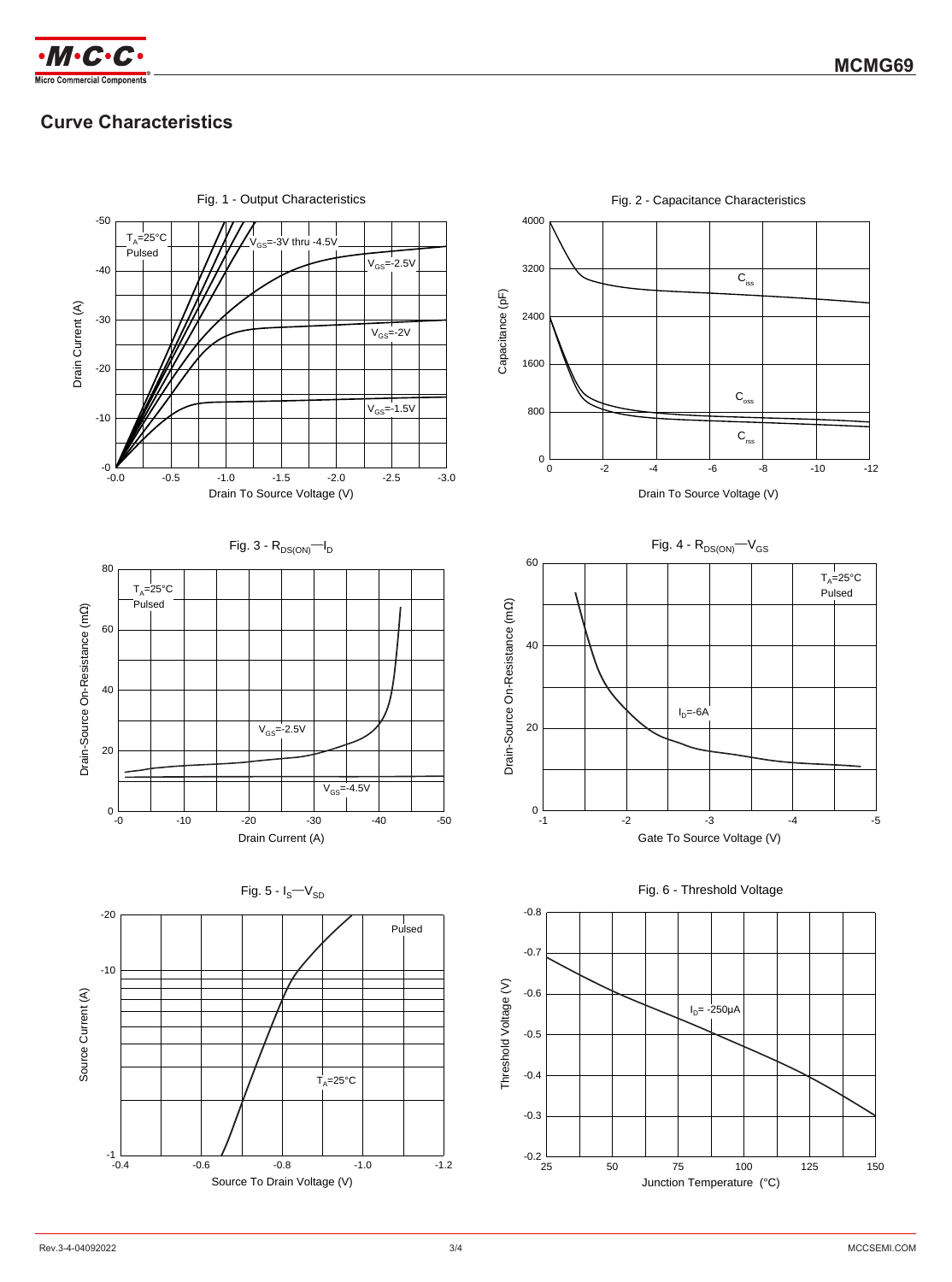## Curve Characteristics

Fig. 1 - Output Characteristics

$T_A$=25°C
Pulsed

$V_{GS}$=-3V thru -4.5V
$V_{GS}$=-2.5V
$V_{GS}$=-2V
$V_{GS}$=-1.5V

Drain Current (A)

Drain To Source Voltage (V)

Fig. 2 - Capacitance Characteristics

$C_{iss}$
$C_{oss}$
$C_{rss}$

Capacitance (pF)

Drain To Source Voltage (V)

Fig. 3 - $R_{DS(ON)}$—$I_D$

$T_A$=25°C
Pulsed

$V_{GS}$=-2.5V
$V_{GS}$=-4.5V

Drain-Source On-Resistance (mΩ)

Drain Current (A)

Fig. 4 - $R_{DS(ON)}$—$V_{GS}$

$T_A$=25°C
Pulsed

$I_D$=-6A

Drain-Source On-Resistance (mΩ)

Gate To Source Voltage (V)

Fig. 5 - $I_S$—$V_{SD}$

Pulsed

$T_A$=25°C

Source Current (A)

Source To Drain Voltage (V)

Fig. 6 - Threshold Voltage

$I_D$= -250μA

Threshold Voltage (V)

Junction Temperature (°C)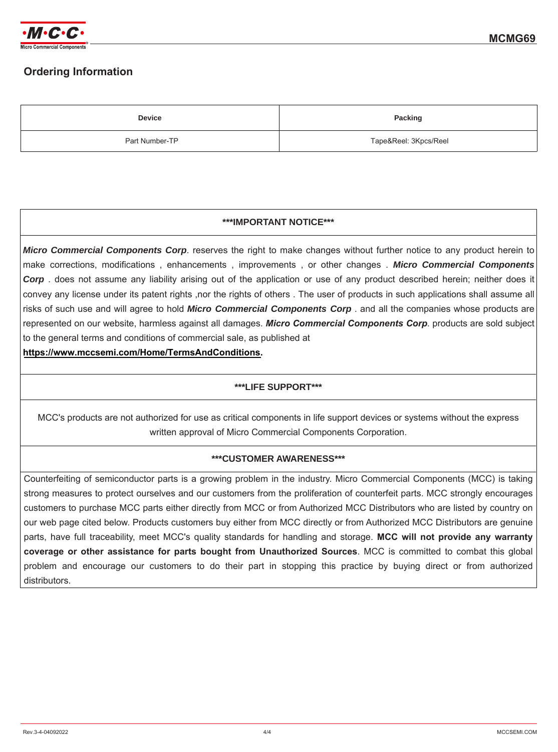## Ordering Information

| Device | Packing |
|---|---|
| Part Number-TP | Tape&Reel: 3Kpcs/Reel |

**\*\*\*IMPORTANT NOTICE\*\*\***

***Micro Commercial Components Corp***. reserves the right to make changes without further notice to any product herein to make corrections, modifications , enhancements , improvements , or other changes . ***Micro Commercial Components Corp*** . does not assume any liability arising out of the application or use of any product described herein; neither does it convey any license under its patent rights ,nor the rights of others . The user of products in such applications shall assume all risks of such use and will agree to hold ***Micro Commercial Components Corp*** . and all the companies whose products are represented on our website, harmless against all damages. ***Micro Commercial Components Corp***. products are sold subject to the general terms and conditions of commercial sale, as published at
**https://www.mccsemi.com/Home/TermsAndConditions.**

**\*\*\*LIFE SUPPORT\*\*\***

MCC's products are not authorized for use as critical components in life support devices or systems without the express written approval of Micro Commercial Components Corporation.

**\*\*\*CUSTOMER AWARENESS\*\*\***

Counterfeiting of semiconductor parts is a growing problem in the industry. Micro Commercial Components (MCC) is taking strong measures to protect ourselves and our customers from the proliferation of counterfeit parts. MCC strongly encourages customers to purchase MCC parts either directly from MCC or from Authorized MCC Distributors who are listed by country on our web page cited below. Products customers buy either from MCC directly or from Authorized MCC Distributors are genuine parts, have full traceability, meet MCC's quality standards for handling and storage. **MCC will not provide any warranty coverage or other assistance for parts bought from Unauthorized Sources**. MCC is committed to combat this global problem and encourage our customers to do their part in stopping this practice by buying direct or from authorized distributors.